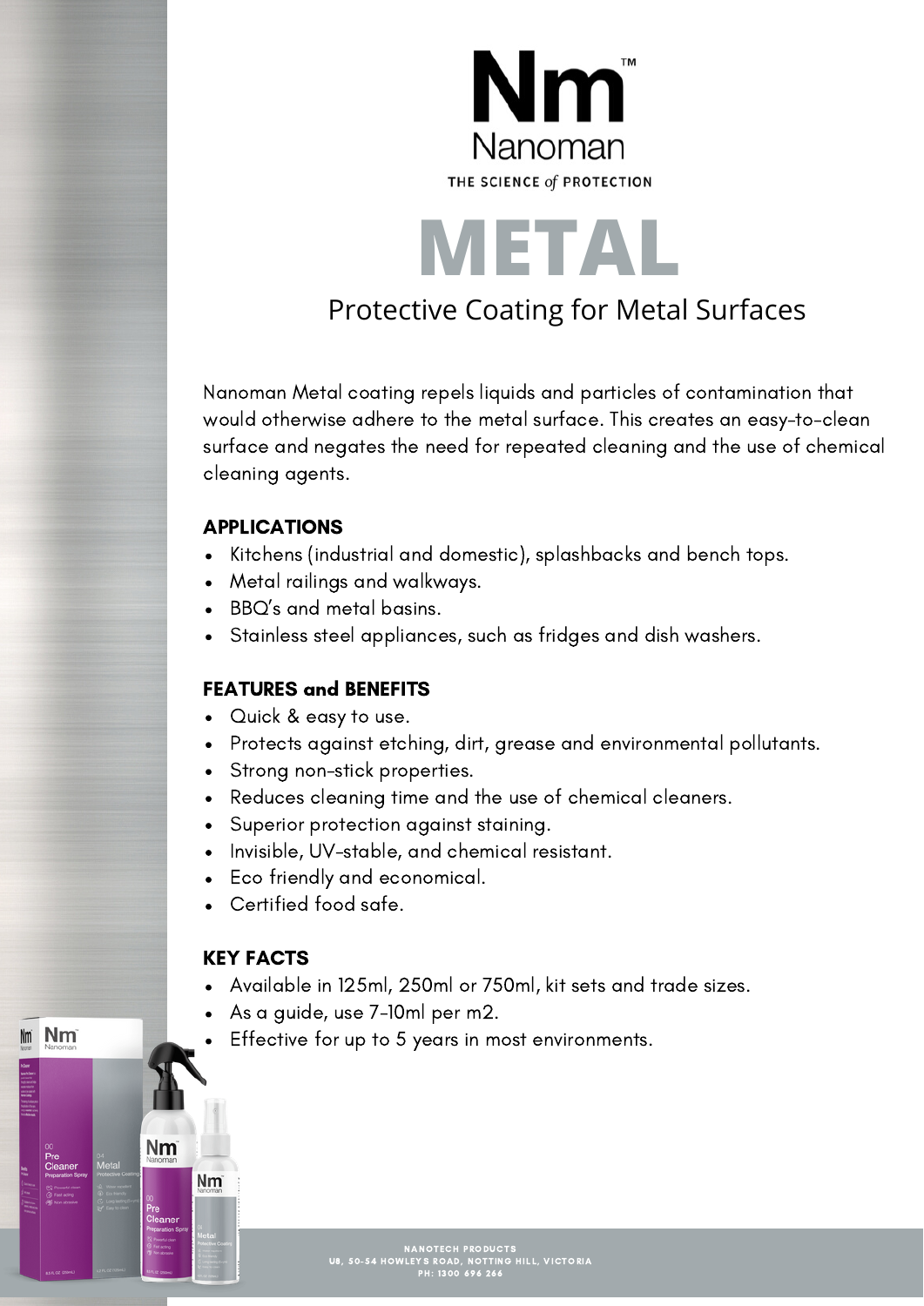# Nm™ Nanoman

THE SCIENCE *of* PROTECTION

# METAL

## Protective Coating for Metal Surfaces

Nanoman Metal coating repels liquids and particles of contamination that would otherwise adhere to the metal surface. This creates an easy-to-clean surface and negates the need for repeated cleaning and the use of chemical cleaning agents.

### APPLICATIONS

- Kitchens (industrial and domestic), splashbacks and bench tops.
- Metal railings and walkways.
- BBQ's and metal basins.
- Stainless steel appliances, such as fridges and dish washers.

### FEATURES and BENEFITS

- Quick & easy to use.
- Protects against etching, dirt, grease and environmental pollutants.
- Strong non-stick properties.
- Reduces cleaning time and the use of chemical cleaners.
- Superior protection against staining.
- Invisible, UV-stable, and chemical resistant.
- Eco friendly and economical.
- Certified food safe.

### KEY FACTS

- Available in 125ml, 250ml or 750ml, kit sets and trade sizes.
- As a guide, use 7-10ml per m2.
- Effective for up to 5 years in most environments.

NANOTECH PRODUCTS
U8, 50-54 HOWLEYS ROAD, NOTTING HILL, VICTORIA
PH: 1300 696 266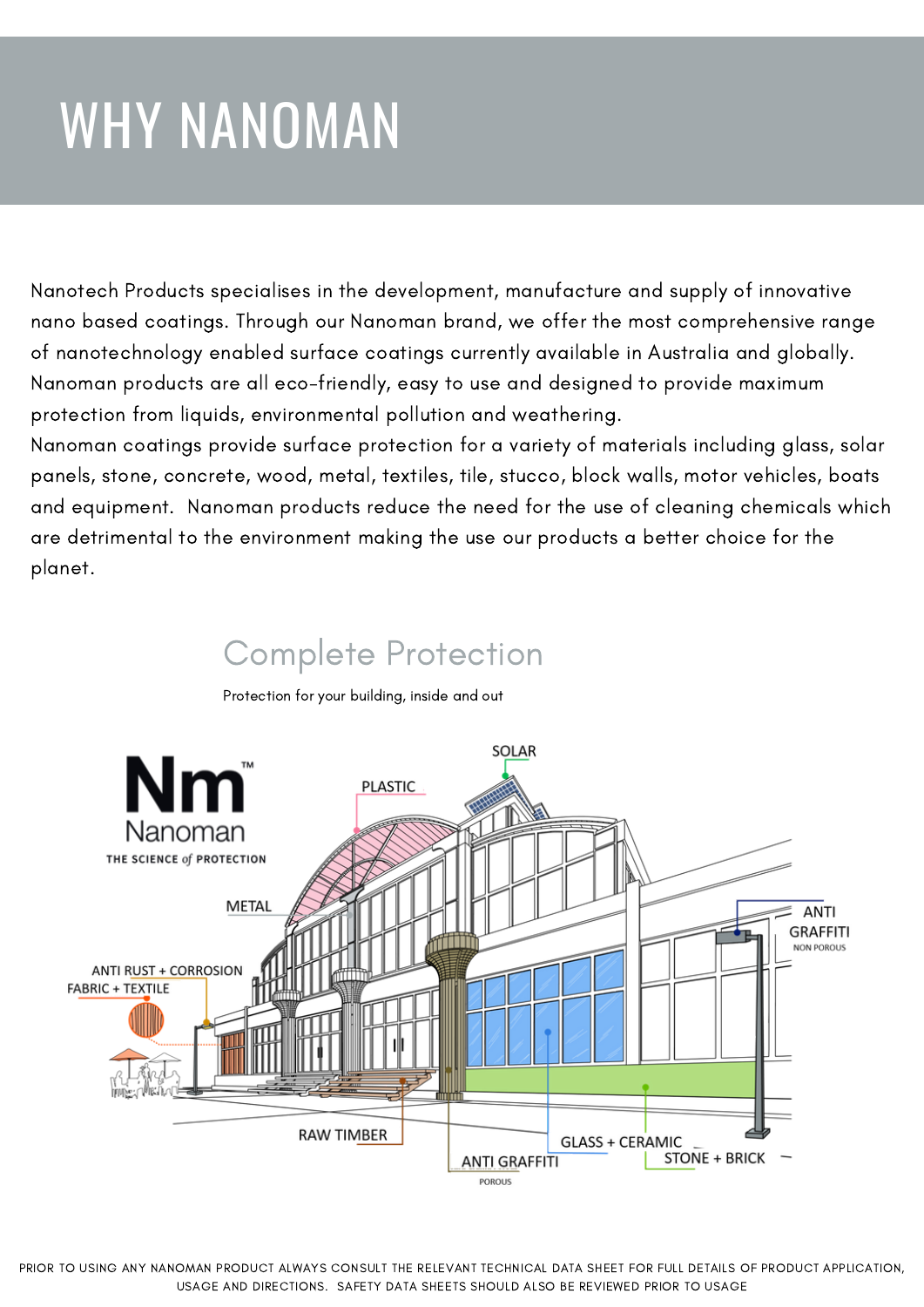# WHY NANOMAN

Nanotech Products specialises in the development, manufacture and supply of innovative nano based coatings. Through our Nanoman brand, we offer the most comprehensive range of nanotechnology enabled surface coatings currently available in Australia and globally. Nanoman products are all eco-friendly, easy to use and designed to provide maximum protection from liquids, environmental pollution and weathering.

Nanoman coatings provide surface protection for a variety of materials including glass, solar panels, stone, concrete, wood, metal, textiles, tile, stucco, block walls, motor vehicles, boats and equipment. Nanoman products reduce the need for the use of cleaning chemicals which are detrimental to the environment making the use our products a better choice for the planet.

## Complete Protection

Protection for your building, inside and out

Nm™
Nanoman
THE SCIENCE *of* PROTECTION

SOLAR
PLASTIC
METAL
ANTI RUST + CORROSION
FABRIC + TEXTILE
ANTI GRAFFITI
NON POROUS
RAW TIMBER
ANTI GRAFFITI
POROUS
GLASS + CERAMIC
STONE + BRICK

PRIOR TO USING ANY NANOMAN PRODUCT ALWAYS CONSULT THE RELEVANT TECHNICAL DATA SHEET FOR FULL DETAILS OF PRODUCT APPLICATION, USAGE AND DIRECTIONS. SAFETY DATA SHEETS SHOULD ALSO BE REVIEWED PRIOR TO USAGE